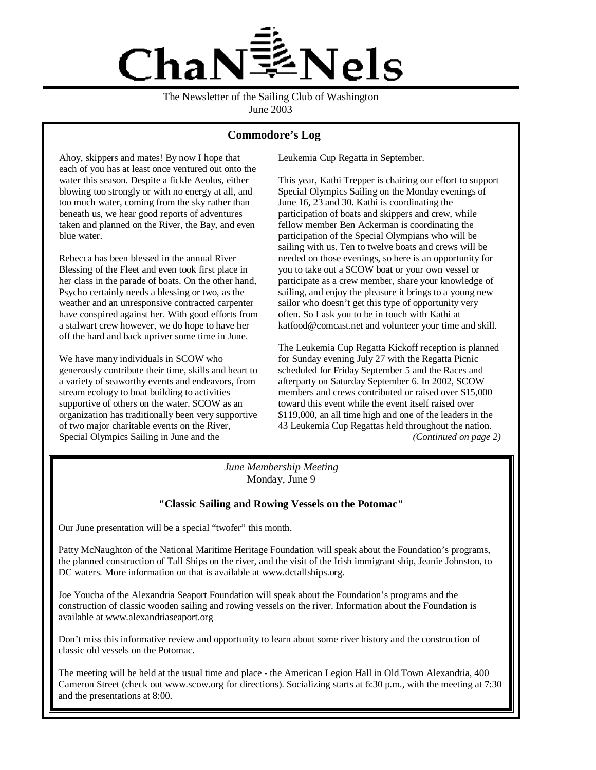# ChaNNels

The Newsletter of the Sailing Club of Washington
June 2003

## Commodore's Log

Ahoy, skippers and mates! By now I hope that each of you has at least once ventured out onto the water this season. Despite a fickle Aeolus, either blowing too strongly or with no energy at all, and too much water, coming from the sky rather than beneath us, we hear good reports of adventures taken and planned on the River, the Bay, and even blue water.

Rebecca has been blessed in the annual River Blessing of the Fleet and even took first place in her class in the parade of boats. On the other hand, Psycho certainly needs a blessing or two, as the weather and an unresponsive contracted carpenter have conspired against her. With good efforts from a stalwart crew however, we do hope to have her off the hard and back upriver some time in June.

We have many individuals in SCOW who generously contribute their time, skills and heart to a variety of seaworthy events and endeavors, from stream ecology to boat building to activities supportive of others on the water. SCOW as an organization has traditionally been very supportive of two major charitable events on the River, Special Olympics Sailing in June and the Leukemia Cup Regatta in September.

This year, Kathi Trepper is chairing our effort to support Special Olympics Sailing on the Monday evenings of June 16, 23 and 30. Kathi is coordinating the participation of boats and skippers and crew, while fellow member Ben Ackerman is coordinating the participation of the Special Olympians who will be sailing with us. Ten to twelve boats and crews will be needed on those evenings, so here is an opportunity for you to take out a SCOW boat or your own vessel or participate as a crew member, share your knowledge of sailing, and enjoy the pleasure it brings to a young new sailor who doesn't get this type of opportunity very often. So I ask you to be in touch with Kathi at katfood@comcast.net and volunteer your time and skill.

The Leukemia Cup Regatta Kickoff reception is planned for Sunday evening July 27 with the Regatta Picnic scheduled for Friday September 5 and the Races and afterparty on Saturday September 6. In 2002, SCOW members and crews contributed or raised over $15,000 toward this event while the event itself raised over $119,000, an all time high and one of the leaders in the 43 Leukemia Cup Regattas held throughout the nation.

*(Continued on page 2)*

*June Membership Meeting*
Monday, June 9

### "Classic Sailing and Rowing Vessels on the Potomac"

Our June presentation will be a special "twofer" this month.

Patty McNaughton of the National Maritime Heritage Foundation will speak about the Foundation's programs, the planned construction of Tall Ships on the river, and the visit of the Irish immigrant ship, Jeanie Johnston, to DC waters. More information on that is available at www.dctallships.org.

Joe Youcha of the Alexandria Seaport Foundation will speak about the Foundation's programs and the construction of classic wooden sailing and rowing vessels on the river. Information about the Foundation is available at www.alexandriaseaport.org

Don't miss this informative review and opportunity to learn about some river history and the construction of classic old vessels on the Potomac.

The meeting will be held at the usual time and place - the American Legion Hall in Old Town Alexandria, 400 Cameron Street (check out www.scow.org for directions). Socializing starts at 6:30 p.m., with the meeting at 7:30 and the presentations at 8:00.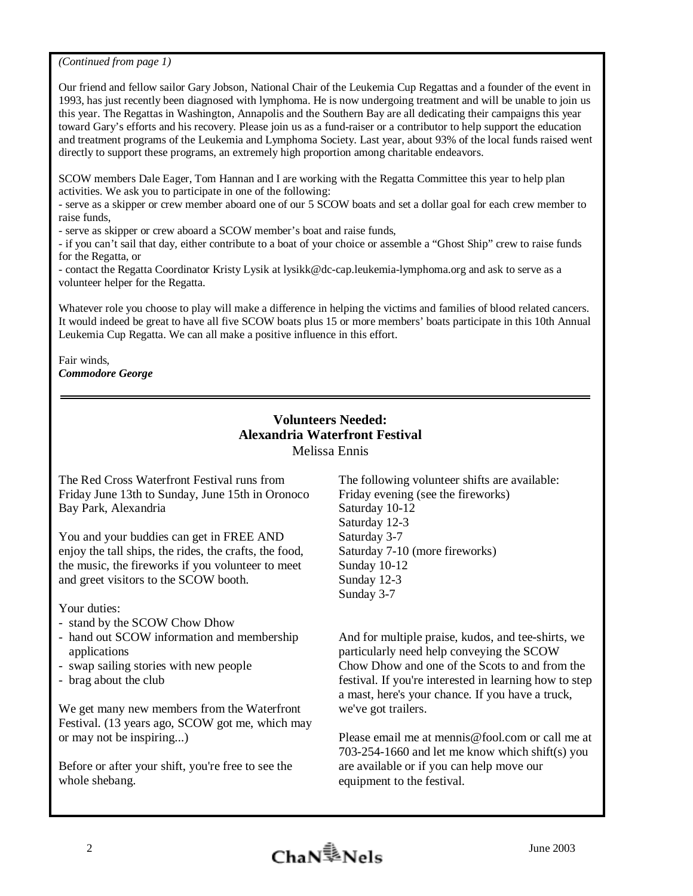*(Continued from page 1)*

Our friend and fellow sailor Gary Jobson, National Chair of the Leukemia Cup Regattas and a founder of the event in 1993, has just recently been diagnosed with lymphoma. He is now undergoing treatment and will be unable to join us this year. The Regattas in Washington, Annapolis and the Southern Bay are all dedicating their campaigns this year toward Gary's efforts and his recovery. Please join us as a fund-raiser or a contributor to help support the education and treatment programs of the Leukemia and Lymphoma Society. Last year, about 93% of the local funds raised went directly to support these programs, an extremely high proportion among charitable endeavors.

SCOW members Dale Eager, Tom Hannan and I are working with the Regatta Committee this year to help plan activities. We ask you to participate in one of the following:

- serve as a skipper or crew member aboard one of our 5 SCOW boats and set a dollar goal for each crew member to raise funds,
- serve as skipper or crew aboard a SCOW member's boat and raise funds,
- if you can't sail that day, either contribute to a boat of your choice or assemble a "Ghost Ship" crew to raise funds for the Regatta, or
- contact the Regatta Coordinator Kristy Lysik at lysikk@dc-cap.leukemia-lymphoma.org and ask to serve as a volunteer helper for the Regatta.

Whatever role you choose to play will make a difference in helping the victims and families of blood related cancers. It would indeed be great to have all five SCOW boats plus 15 or more members' boats participate in this 10th Annual Leukemia Cup Regatta. We can all make a positive influence in this effort.

Fair winds,
***Commodore George***

---

## Volunteers Needed: Alexandria Waterfront Festival

Melissa Ennis

The Red Cross Waterfront Festival runs from Friday June 13th to Sunday, June 15th in Oronoco Bay Park, Alexandria

You and your buddies can get in FREE AND enjoy the tall ships, the rides, the crafts, the food, the music, the fireworks if you volunteer to meet and greet visitors to the SCOW booth.

Your duties:

- stand by the SCOW Chow Dhow
- hand out SCOW information and membership applications
- swap sailing stories with new people
- brag about the club

We get many new members from the Waterfront Festival. (13 years ago, SCOW got me, which may or may not be inspiring...)

Before or after your shift, you're free to see the whole shebang.

The following volunteer shifts are available:
Friday evening (see the fireworks)
Saturday 10-12
Saturday 12-3
Saturday 3-7
Saturday 7-10 (more fireworks)
Sunday 10-12
Sunday 12-3
Sunday 3-7

And for multiple praise, kudos, and tee-shirts, we particularly need help conveying the SCOW Chow Dhow and one of the Scots to and from the festival. If you're interested in learning how to step a mast, here's your chance. If you have a truck, we've got trailers.

Please email me at mennis@fool.com or call me at 703-254-1660 and let me know which shift(s) you are available or if you can help move our equipment to the festival.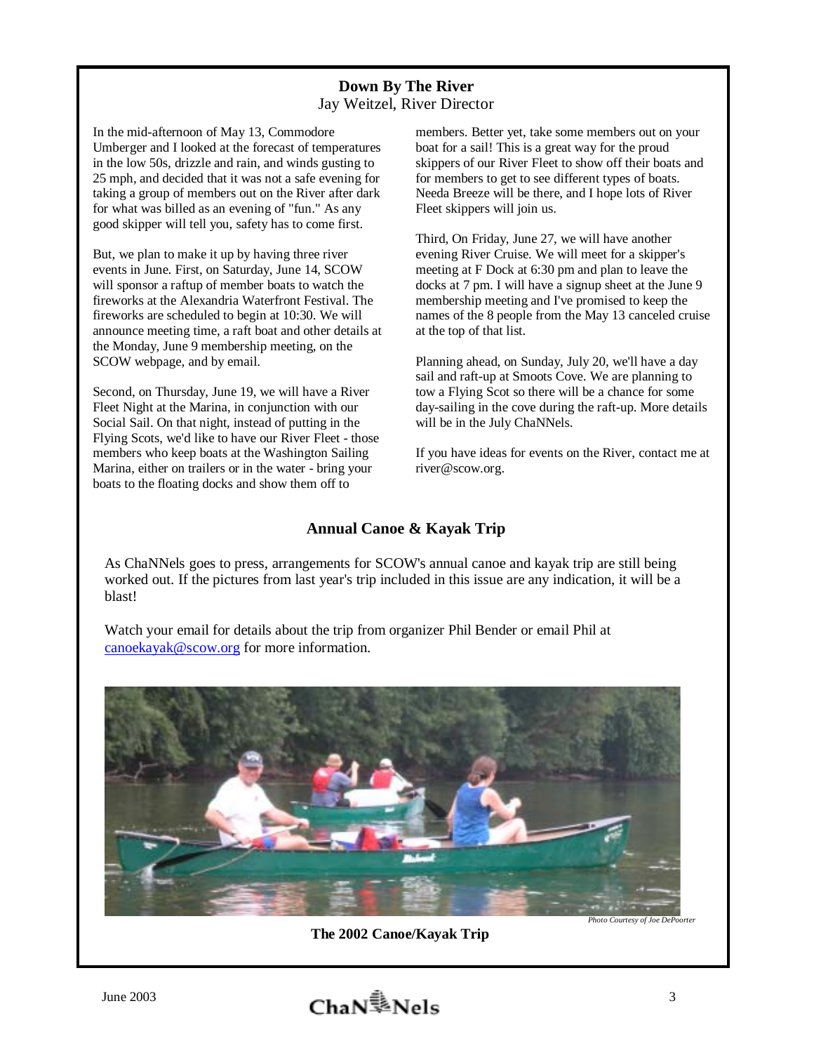## Down By The River

Jay Weitzel, River Director

In the mid-afternoon of May 13, Commodore Umberger and I looked at the forecast of temperatures in the low 50s, drizzle and rain, and winds gusting to 25 mph, and decided that it was not a safe evening for taking a group of members out on the River after dark for what was billed as an evening of "fun." As any good skipper will tell you, safety has to come first.

But, we plan to make it up by having three river events in June. First, on Saturday, June 14, SCOW will sponsor a raftup of member boats to watch the fireworks at the Alexandria Waterfront Festival. The fireworks are scheduled to begin at 10:30. We will announce meeting time, a raft boat and other details at the Monday, June 9 membership meeting, on the SCOW webpage, and by email.

Second, on Thursday, June 19, we will have a River Fleet Night at the Marina, in conjunction with our Social Sail. On that night, instead of putting in the Flying Scots, we'd like to have our River Fleet - those members who keep boats at the Washington Sailing Marina, either on trailers or in the water - bring your boats to the floating docks and show them off to members. Better yet, take some members out on your boat for a sail! This is a great way for the proud skippers of our River Fleet to show off their boats and for members to get to see different types of boats. Needa Breeze will be there, and I hope lots of River Fleet skippers will join us.

Third, On Friday, June 27, we will have another evening River Cruise. We will meet for a skipper's meeting at F Dock at 6:30 pm and plan to leave the docks at 7 pm. I will have a signup sheet at the June 9 membership meeting and I've promised to keep the names of the 8 people from the May 13 canceled cruise at the top of that list.

Planning ahead, on Sunday, July 20, we'll have a day sail and raft-up at Smoots Cove. We are planning to tow a Flying Scot so there will be a chance for some day-sailing in the cove during the raft-up. More details will be in the July ChaNNels.

If you have ideas for events on the River, contact me at river@scow.org.

## Annual Canoe & Kayak Trip

As ChaNNels goes to press, arrangements for SCOW's annual canoe and kayak trip are still being worked out. If the pictures from last year's trip included in this issue are any indication, it will be a blast!

Watch your email for details about the trip from organizer Phil Bender or email Phil at canoekayak@scow.org for more information.

*Photo Courtesy of Joe DePoorter*

**The 2002 Canoe/Kayak Trip**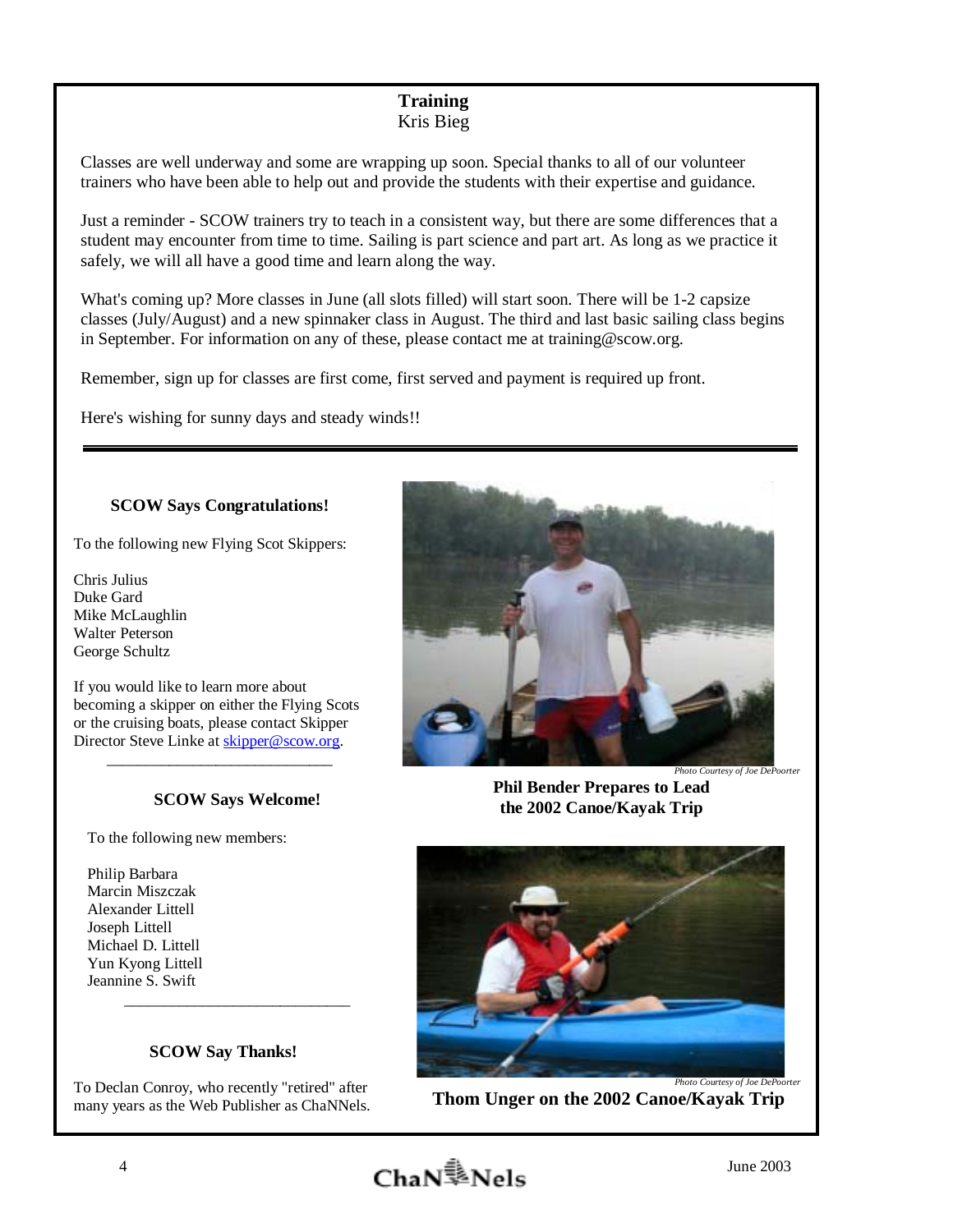## Training

Kris Bieg

Classes are well underway and some are wrapping up soon. Special thanks to all of our volunteer trainers who have been able to help out and provide the students with their expertise and guidance.

Just a reminder - SCOW trainers try to teach in a consistent way, but there are some differences that a student may encounter from time to time. Sailing is part science and part art. As long as we practice it safely, we will all have a good time and learn along the way.

What's coming up? More classes in June (all slots filled) will start soon. There will be 1-2 capsize classes (July/August) and a new spinnaker class in August. The third and last basic sailing class begins in September. For information on any of these, please contact me at training@scow.org.

Remember, sign up for classes are first come, first served and payment is required up front.

Here's wishing for sunny days and steady winds!!

---

### SCOW Says Congratulations!

To the following new Flying Scot Skippers:

Chris Julius
Duke Gard
Mike McLaughlin
Walter Peterson
George Schultz

If you would like to learn more about becoming a skipper on either the Flying Scots or the cruising boats, please contact Skipper Director Steve Linke at skipper@scow.org.

---

### SCOW Says Welcome!

To the following new members:

Philip Barbara
Marcin Miszczak
Alexander Littell
Joseph Littell
Michael D. Littell
Yun Kyong Littell
Jeannine S. Swift

---

### SCOW Say Thanks!

To Declan Conroy, who recently "retired" after many years as the Web Publisher as ChaNNels.

*Photo Courtesy of Joe DePoorter*

**Phil Bender Prepares to Lead the 2002 Canoe/Kayak Trip**

*Photo Courtesy of Joe DePoorter*

**Thom Unger on the 2002 Canoe/Kayak Trip**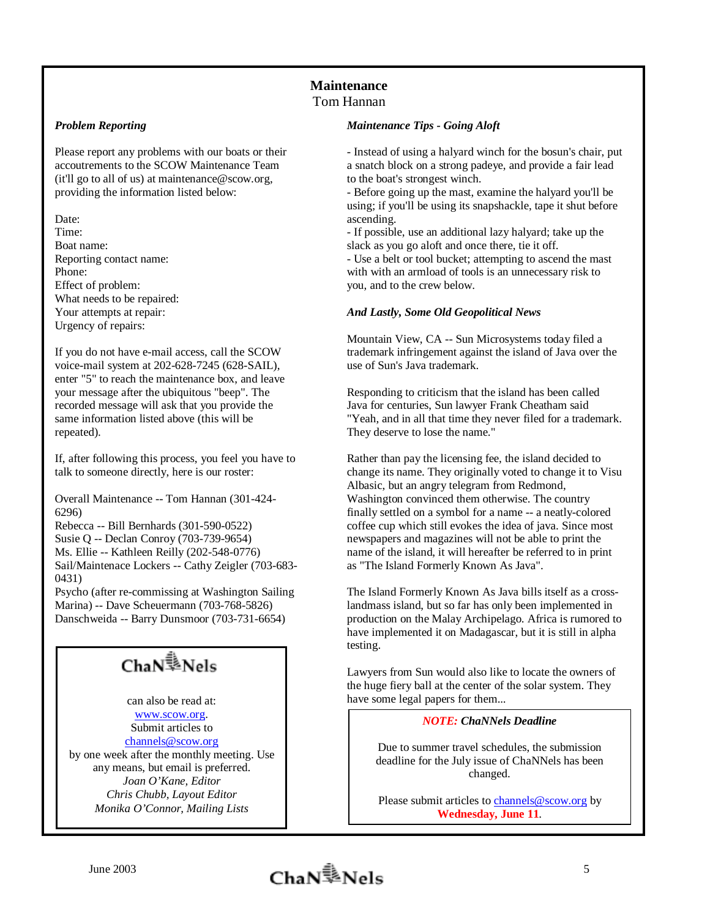# Maintenance

Tom Hannan

***Problem Reporting***

Please report any problems with our boats or their accoutrements to the SCOW Maintenance Team (it'll go to all of us) at maintenance@scow.org, providing the information listed below:

Date:
Time:
Boat name:
Reporting contact name:
Phone:
Effect of problem:
What needs to be repaired:
Your attempts at repair:
Urgency of repairs:

If you do not have e-mail access, call the SCOW voice-mail system at 202-628-7245 (628-SAIL), enter "5" to reach the maintenance box, and leave your message after the ubiquitous "beep". The recorded message will ask that you provide the same information listed above (this will be repeated).

If, after following this process, you feel you have to talk to someone directly, here is our roster:

Overall Maintenance -- Tom Hannan (301-424-6296)
Rebecca -- Bill Bernhards (301-590-0522)
Susie Q -- Declan Conroy (703-739-9654)
Ms. Ellie -- Kathleen Reilly (202-548-0776)
Sail/Maintenace Lockers -- Cathy Zeigler (703-683-0431)
Psycho (after re-commissing at Washington Sailing Marina) -- Dave Scheuermann (703-768-5826)
Danschweida -- Barry Dunsmoor (703-731-6654)

ChaNNels

can also be read at:
[www.scow.org](http://www.scow.org).
Submit articles to
[channels@scow.org](mailto:channels@scow.org)
by one week after the monthly meeting. Use any means, but email is preferred.
*Joan O'Kane, Editor*
*Chris Chubb, Layout Editor*
*Monika O'Connor, Mailing Lists*

***Maintenance Tips - Going Aloft***

- Instead of using a halyard winch for the bosun's chair, put a snatch block on a strong padeye, and provide a fair lead to the boat's strongest winch.
- Before going up the mast, examine the halyard you'll be using; if you'll be using its snapshackle, tape it shut before ascending.
- If possible, use an additional lazy halyard; take up the slack as you go aloft and once there, tie it off.
- Use a belt or tool bucket; attempting to ascend the mast with with an armload of tools is an unnecessary risk to you, and to the crew below.

***And Lastly, Some Old Geopolitical News***

Mountain View, CA -- Sun Microsystems today filed a trademark infringement against the island of Java over the use of Sun's Java trademark.

Responding to criticism that the island has been called Java for centuries, Sun lawyer Frank Cheatham said "Yeah, and in all that time they never filed for a trademark. They deserve to lose the name."

Rather than pay the licensing fee, the island decided to change its name. They originally voted to change it to Visu Albasic, but an angry telegram from Redmond, Washington convinced them otherwise. The country finally settled on a symbol for a name -- a neatly-colored coffee cup which still evokes the idea of java. Since most newspapers and magazines will not be able to print the name of the island, it will hereafter be referred to in print as "The Island Formerly Known As Java".

The Island Formerly Known As Java bills itself as a cross-landmass island, but so far has only been implemented in production on the Malay Archipelago. Africa is rumored to have implemented it on Madagascar, but it is still in alpha testing.

Lawyers from Sun would also like to locate the owners of the huge fiery ball at the center of the solar system. They have some legal papers for them...

***NOTE:* ChaNNels Deadline**

Due to summer travel schedules, the submission deadline for the July issue of ChaNNels has been changed.

Please submit articles to [channels@scow.org](mailto:channels@scow.org) by **Wednesday, June 11**.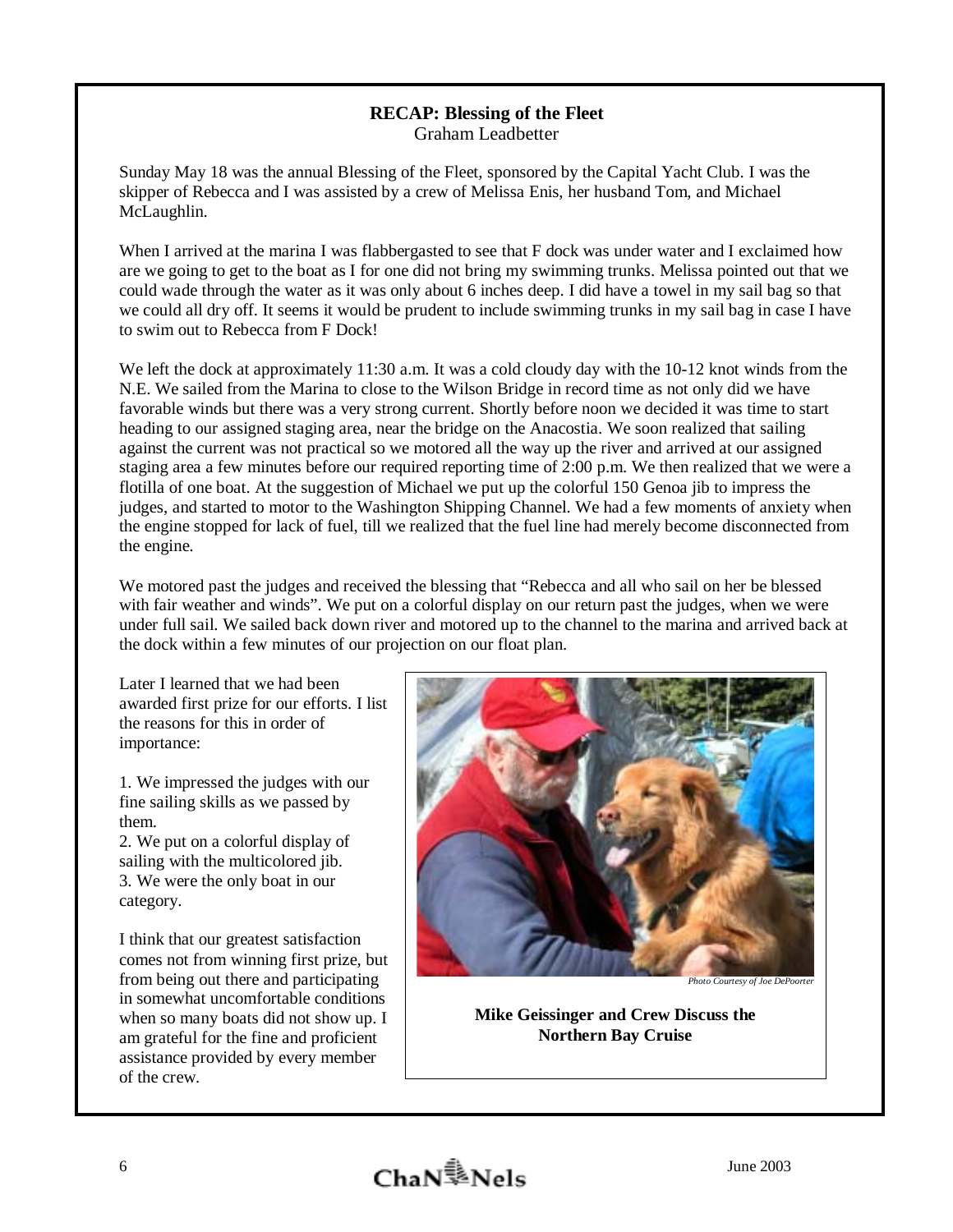**RECAP: Blessing of the Fleet**
Graham Leadbetter

Sunday May 18 was the annual Blessing of the Fleet, sponsored by the Capital Yacht Club. I was the skipper of Rebecca and I was assisted by a crew of Melissa Enis, her husband Tom, and Michael McLaughlin.

When I arrived at the marina I was flabbergasted to see that F dock was under water and I exclaimed how are we going to get to the boat as I for one did not bring my swimming trunks. Melissa pointed out that we could wade through the water as it was only about 6 inches deep. I did have a towel in my sail bag so that we could all dry off. It seems it would be prudent to include swimming trunks in my sail bag in case I have to swim out to Rebecca from F Dock!

We left the dock at approximately 11:30 a.m. It was a cold cloudy day with the 10-12 knot winds from the N.E. We sailed from the Marina to close to the Wilson Bridge in record time as not only did we have favorable winds but there was a very strong current. Shortly before noon we decided it was time to start heading to our assigned staging area, near the bridge on the Anacostia. We soon realized that sailing against the current was not practical so we motored all the way up the river and arrived at our assigned staging area a few minutes before our required reporting time of 2:00 p.m. We then realized that we were a flotilla of one boat. At the suggestion of Michael we put up the colorful 150 Genoa jib to impress the judges, and started to motor to the Washington Shipping Channel. We had a few moments of anxiety when the engine stopped for lack of fuel, till we realized that the fuel line had merely become disconnected from the engine.

We motored past the judges and received the blessing that "Rebecca and all who sail on her be blessed with fair weather and winds". We put on a colorful display on our return past the judges, when we were under full sail. We sailed back down river and motored up to the channel to the marina and arrived back at the dock within a few minutes of our projection on our float plan.

Later I learned that we had been awarded first prize for our efforts. I list the reasons for this in order of importance:

1. We impressed the judges with our fine sailing skills as we passed by them.
2. We put on a colorful display of sailing with the multicolored jib.
3. We were the only boat in our category.

I think that our greatest satisfaction comes not from winning first prize, but from being out there and participating in somewhat uncomfortable conditions when so many boats did not show up. I am grateful for the fine and proficient assistance provided by every member of the crew.

*Photo Courtesy of Joe DePoorter*

**Mike Geissinger and Crew Discuss the Northern Bay Cruise**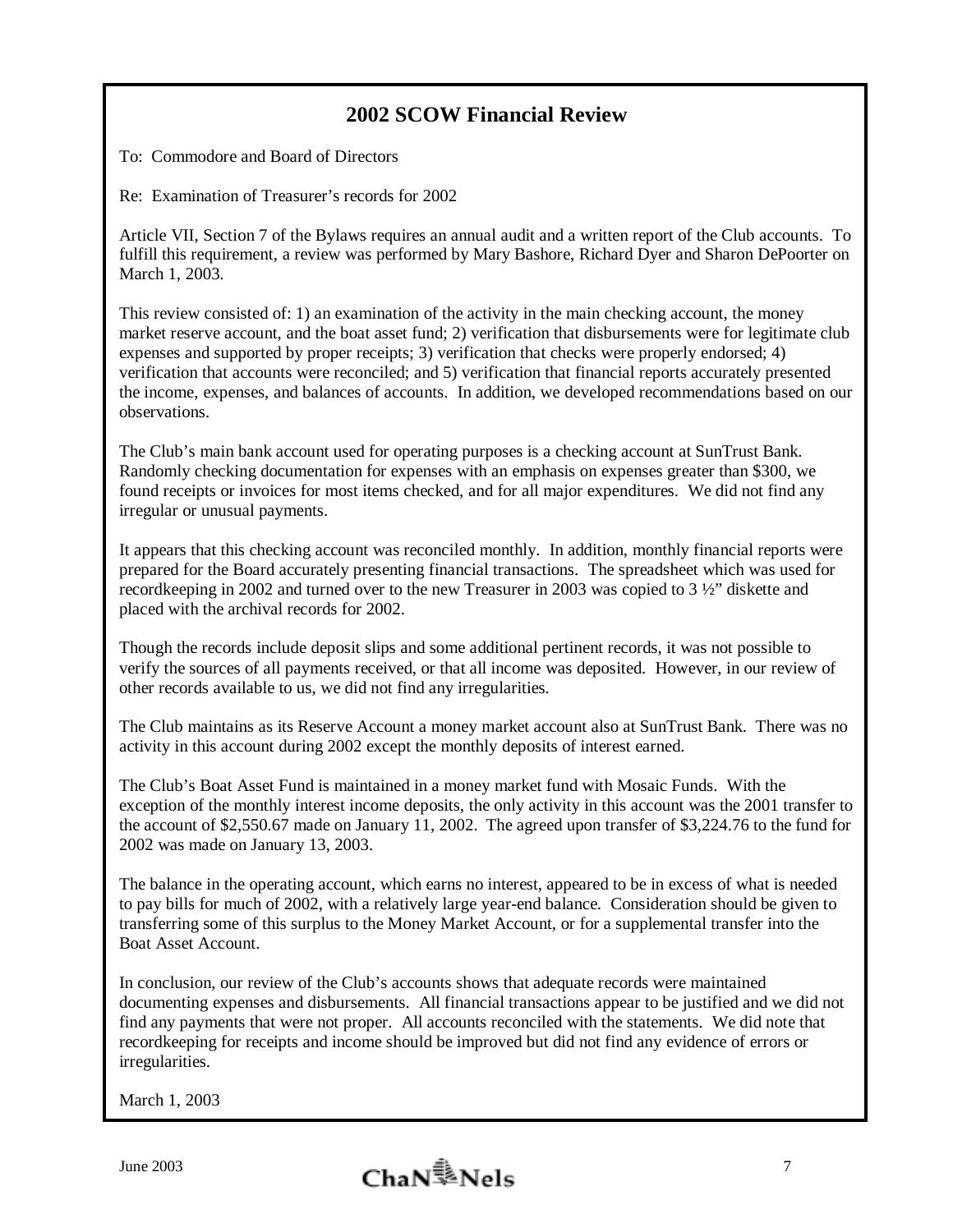## 2002 SCOW Financial Review

To: Commodore and Board of Directors

Re: Examination of Treasurer's records for 2002

Article VII, Section 7 of the Bylaws requires an annual audit and a written report of the Club accounts. To fulfill this requirement, a review was performed by Mary Bashore, Richard Dyer and Sharon DePoorter on March 1, 2003.

This review consisted of: 1) an examination of the activity in the main checking account, the money market reserve account, and the boat asset fund; 2) verification that disbursements were for legitimate club expenses and supported by proper receipts; 3) verification that checks were properly endorsed; 4) verification that accounts were reconciled; and 5) verification that financial reports accurately presented the income, expenses, and balances of accounts. In addition, we developed recommendations based on our observations.

The Club's main bank account used for operating purposes is a checking account at SunTrust Bank. Randomly checking documentation for expenses with an emphasis on expenses greater than $300, we found receipts or invoices for most items checked, and for all major expenditures. We did not find any irregular or unusual payments.

It appears that this checking account was reconciled monthly. In addition, monthly financial reports were prepared for the Board accurately presenting financial transactions. The spreadsheet which was used for recordkeeping in 2002 and turned over to the new Treasurer in 2003 was copied to 3 ½" diskette and placed with the archival records for 2002.

Though the records include deposit slips and some additional pertinent records, it was not possible to verify the sources of all payments received, or that all income was deposited. However, in our review of other records available to us, we did not find any irregularities.

The Club maintains as its Reserve Account a money market account also at SunTrust Bank. There was no activity in this account during 2002 except the monthly deposits of interest earned.

The Club's Boat Asset Fund is maintained in a money market fund with Mosaic Funds. With the exception of the monthly interest income deposits, the only activity in this account was the 2001 transfer to the account of $2,550.67 made on January 11, 2002. The agreed upon transfer of $3,224.76 to the fund for 2002 was made on January 13, 2003.

The balance in the operating account, which earns no interest, appeared to be in excess of what is needed to pay bills for much of 2002, with a relatively large year-end balance. Consideration should be given to transferring some of this surplus to the Money Market Account, or for a supplemental transfer into the Boat Asset Account.

In conclusion, our review of the Club's accounts shows that adequate records were maintained documenting expenses and disbursements. All financial transactions appear to be justified and we did not find any payments that were not proper. All accounts reconciled with the statements. We did note that recordkeeping for receipts and income should be improved but did not find any evidence of errors or irregularities.

March 1, 2003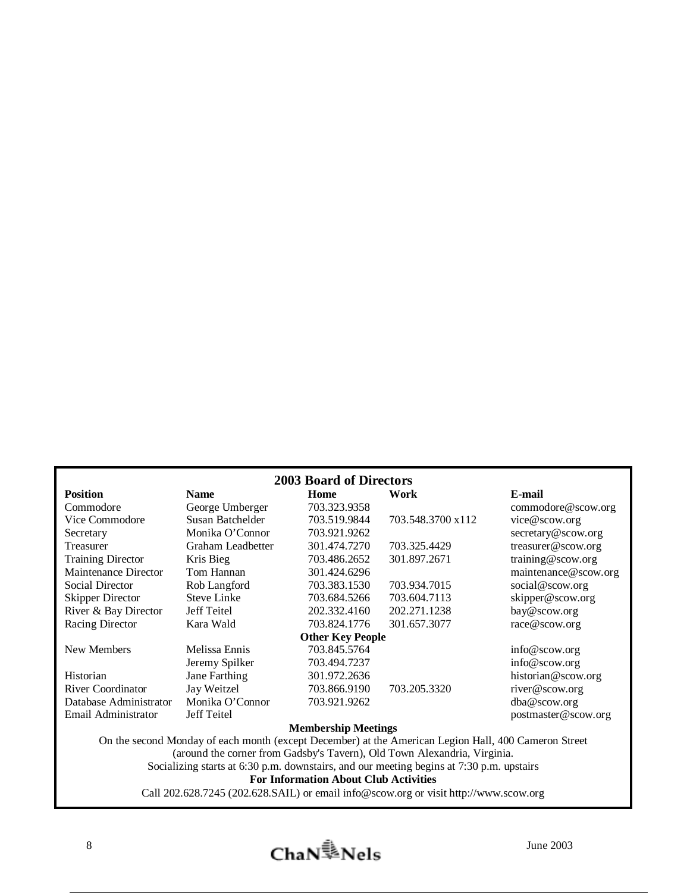## 2003 Board of Directors

| Position | Name | Home | Work | E-mail |
|---|---|---|---|---|
| Commodore | George Umberger | 703.323.9358 | | commodore@scow.org |
| Vice Commodore | Susan Batchelder | 703.519.9844 | 703.548.3700 x112 | vice@scow.org |
| Secretary | Monika O'Connor | 703.921.9262 | | secretary@scow.org |
| Treasurer | Graham Leadbetter | 301.474.7270 | 703.325.4429 | treasurer@scow.org |
| Training Director | Kris Bieg | 703.486.2652 | 301.897.2671 | training@scow.org |
| Maintenance Director | Tom Hannan | 301.424.6296 | | maintenance@scow.org |
| Social Director | Rob Langford | 703.383.1530 | 703.934.7015 | social@scow.org |
| Skipper Director | Steve Linke | 703.684.5266 | 703.604.7113 | skipper@scow.org |
| River & Bay Director | Jeff Teitel | 202.332.4160 | 202.271.1238 | bay@scow.org |
| Racing Director | Kara Wald | 703.824.1776 | 301.657.3077 | race@scow.org |
| | | **Other Key People** | | |
| New Members | Melissa Ennis | 703.845.5764 | | info@scow.org |
| | Jeremy Spilker | 703.494.7237 | | info@scow.org |
| Historian | Jane Farthing | 301.972.2636 | | historian@scow.org |
| River Coordinator | Jay Weitzel | 703.866.9190 | 703.205.3320 | river@scow.org |
| Database Administrator | Monika O'Connor | 703.921.9262 | | dba@scow.org |
| Email Administrator | Jeff Teitel | | | postmaster@scow.org |

**Membership Meetings**

On the second Monday of each month (except December) at the American Legion Hall, 400 Cameron Street (around the corner from Gadsby's Tavern), Old Town Alexandria, Virginia.
Socializing starts at 6:30 p.m. downstairs, and our meeting begins at 7:30 p.m. upstairs

**For Information About Club Activities**

Call 202.628.7245 (202.628.SAIL) or email info@scow.org or visit http://www.scow.org